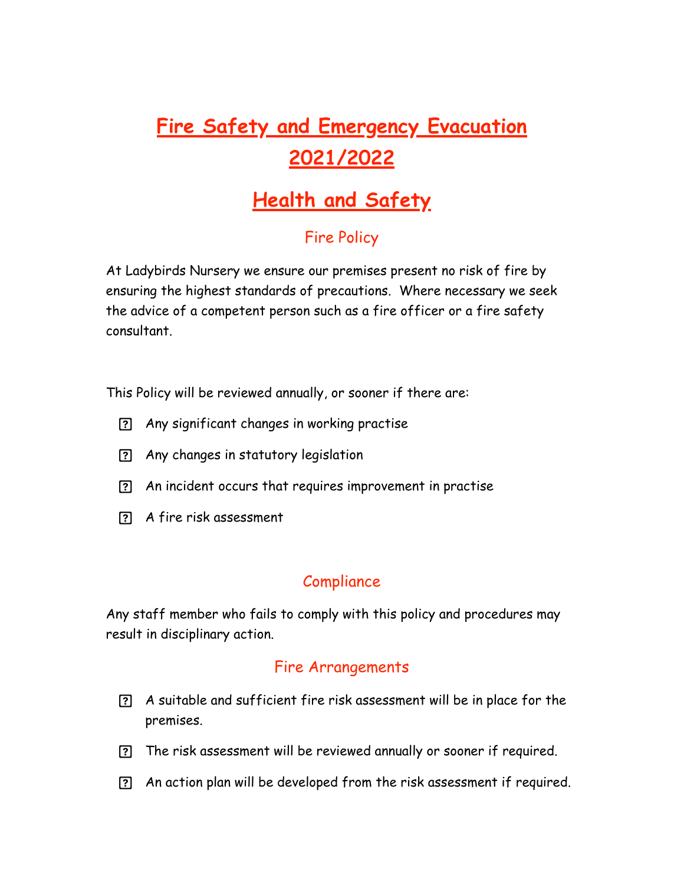# Fire Safety and Emergency Evacuation 2021/2022

# Health and Safety

## Fire Policy

At Ladybirds Nursery we ensure our premises present no risk of fire by ensuring the highest standards of precautions. Where necessary we seek the advice of a competent person such as a fire officer or a fire safety consultant.

This Policy will be reviewed annually, or sooner if there are:

- Any significant changes in working practise
- Any changes in statutory legislation
- An incident occurs that requires improvement in practise
- A fire risk assessment

## Compliance

Any staff member who fails to comply with this policy and procedures may result in disciplinary action.

## Fire Arrangements

- A suitable and sufficient fire risk assessment will be in place for the premises.
- The risk assessment will be reviewed annually or sooner if required.
- An action plan will be developed from the risk assessment if required.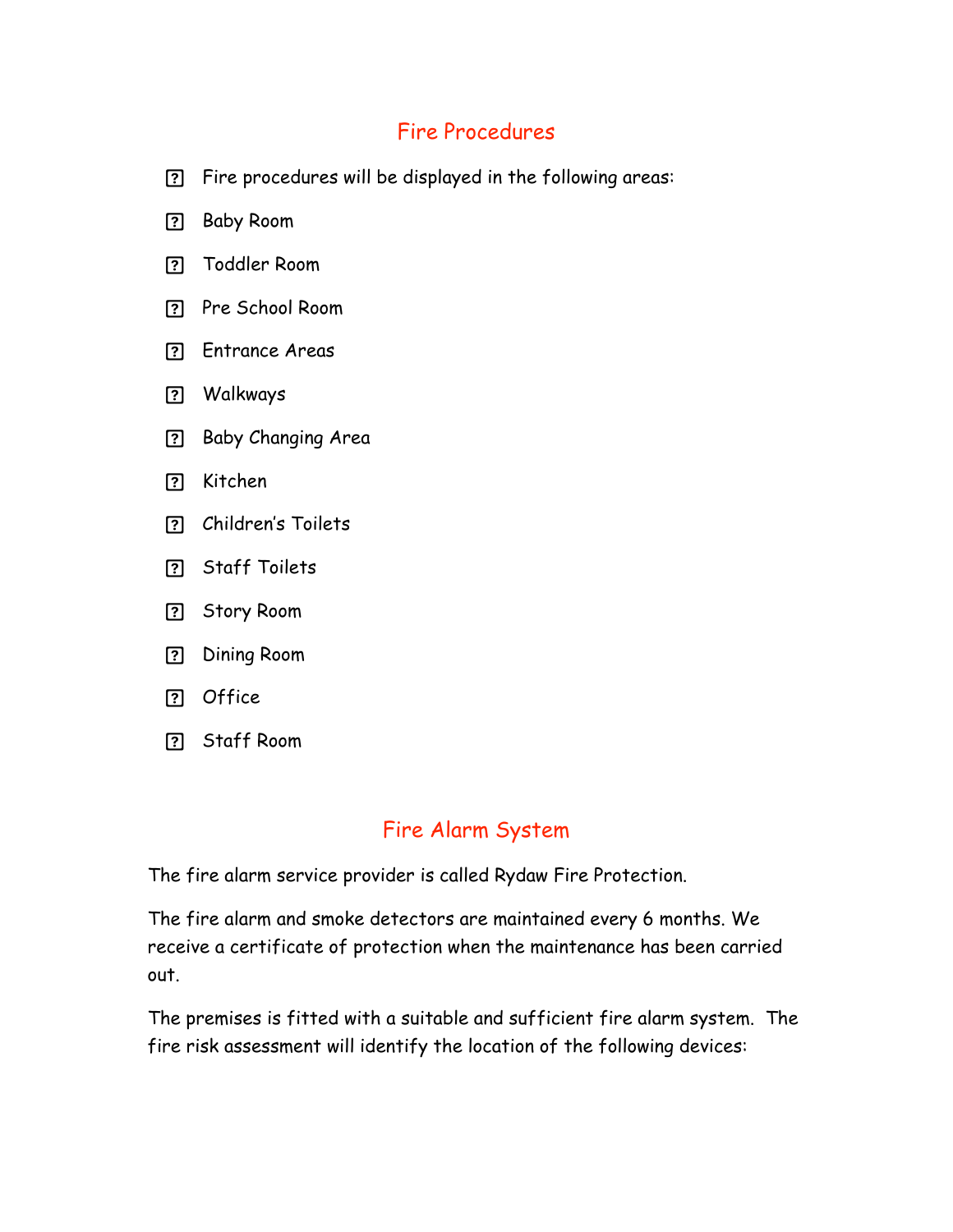## Fire Procedures

- Fire procedures will be displayed in the following areas:
- Baby Room
- Toddler Room
- Pre School Room
- Entrance Areas
- Walkways
- Baby Changing Area
- Kitchen
- Children's Toilets
- Staff Toilets
- Story Room
- Dining Room
- Office
- Staff Room

## Fire Alarm System

The fire alarm service provider is called Rydaw Fire Protection.

The fire alarm and smoke detectors are maintained every 6 months. We receive a certificate of protection when the maintenance has been carried out.

The premises is fitted with a suitable and sufficient fire alarm system. The fire risk assessment will identify the location of the following devices: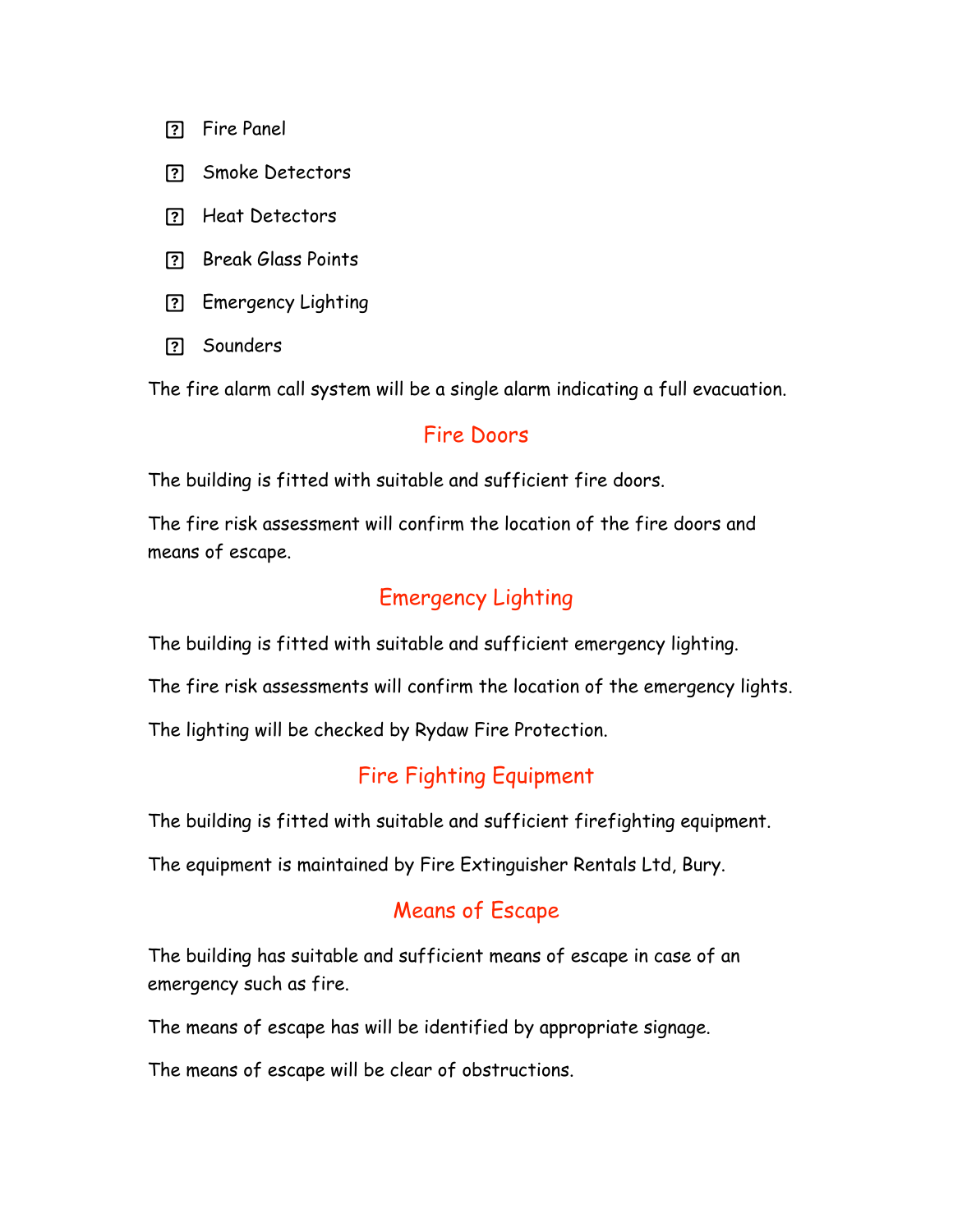- Fire Panel
- Smoke Detectors
- Heat Detectors
- Break Glass Points
- Emergency Lighting
- Sounders

The fire alarm call system will be a single alarm indicating a full evacuation.

## Fire Doors

The building is fitted with suitable and sufficient fire doors.

The fire risk assessment will confirm the location of the fire doors and means of escape.

## Emergency Lighting

The building is fitted with suitable and sufficient emergency lighting.

The fire risk assessments will confirm the location of the emergency lights.

The lighting will be checked by Rydaw Fire Protection.

## Fire Fighting Equipment

The building is fitted with suitable and sufficient firefighting equipment.

The equipment is maintained by Fire Extinguisher Rentals Ltd, Bury.

## Means of Escape

The building has suitable and sufficient means of escape in case of an emergency such as fire.

The means of escape has will be identified by appropriate signage.

The means of escape will be clear of obstructions.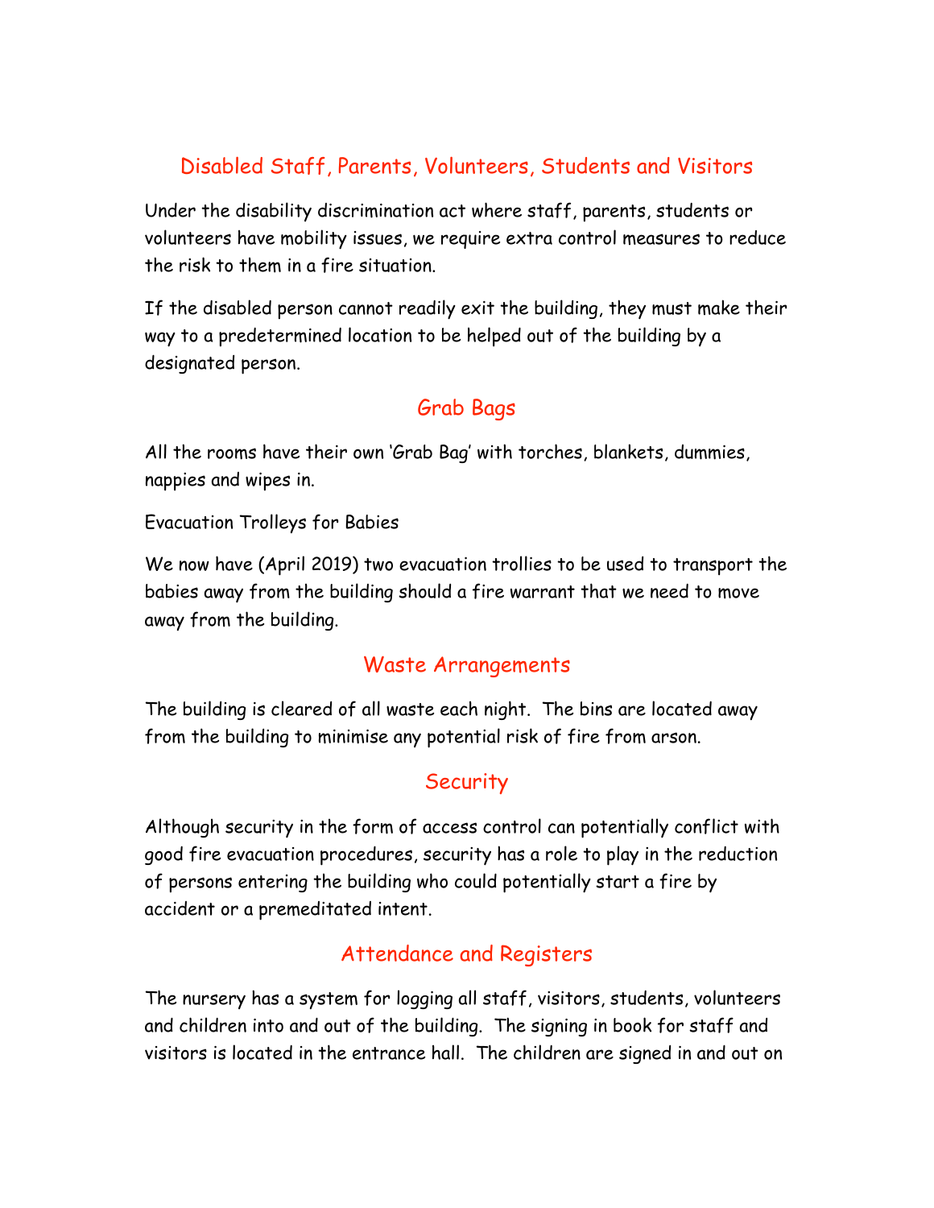## Disabled Staff, Parents, Volunteers, Students and Visitors

Under the disability discrimination act where staff, parents, students or volunteers have mobility issues, we require extra control measures to reduce the risk to them in a fire situation.

If the disabled person cannot readily exit the building, they must make their way to a predetermined location to be helped out of the building by a designated person.

## Grab Bags

All the rooms have their own 'Grab Bag' with torches, blankets, dummies, nappies and wipes in.

Evacuation Trolleys for Babies

We now have (April 2019) two evacuation trollies to be used to transport the babies away from the building should a fire warrant that we need to move away from the building.

## Waste Arrangements

The building is cleared of all waste each night. The bins are located away from the building to minimise any potential risk of fire from arson.

## Security

Although security in the form of access control can potentially conflict with good fire evacuation procedures, security has a role to play in the reduction of persons entering the building who could potentially start a fire by accident or a premeditated intent.

## Attendance and Registers

The nursery has a system for logging all staff, visitors, students, volunteers and children into and out of the building. The signing in book for staff and visitors is located in the entrance hall. The children are signed in and out on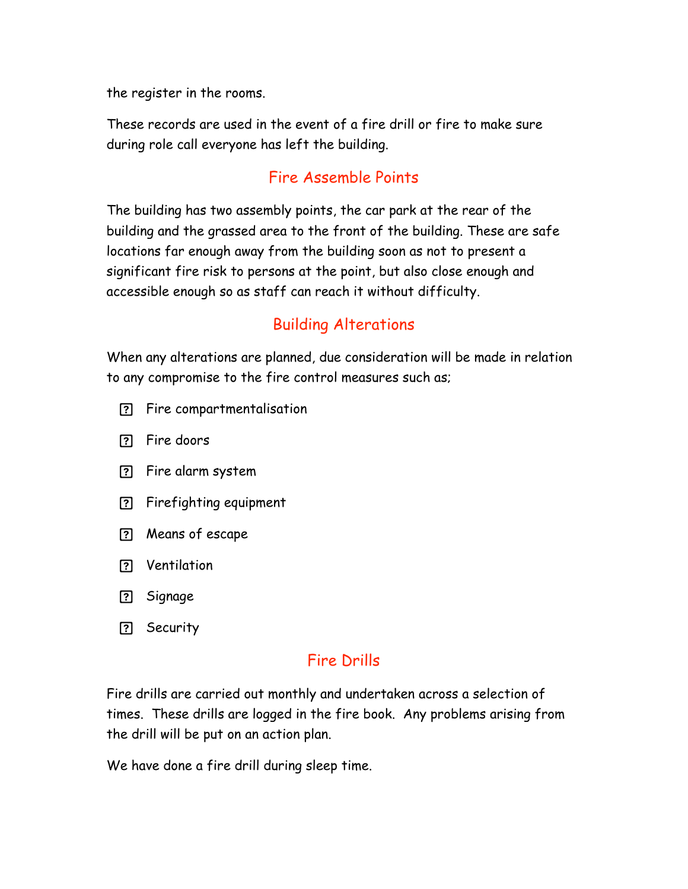the register in the rooms.

These records are used in the event of a fire drill or fire to make sure during role call everyone has left the building.

## Fire Assemble Points

The building has two assembly points, the car park at the rear of the building and the grassed area to the front of the building. These are safe locations far enough away from the building soon as not to present a significant fire risk to persons at the point, but also close enough and accessible enough so as staff can reach it without difficulty.

## Building Alterations

When any alterations are planned, due consideration will be made in relation to any compromise to the fire control measures such as;

- Fire compartmentalisation
- Fire doors
- Fire alarm system
- Firefighting equipment
- Means of escape
- Ventilation
- Signage
- Security

## Fire Drills

Fire drills are carried out monthly and undertaken across a selection of times. These drills are logged in the fire book. Any problems arising from the drill will be put on an action plan.

We have done a fire drill during sleep time.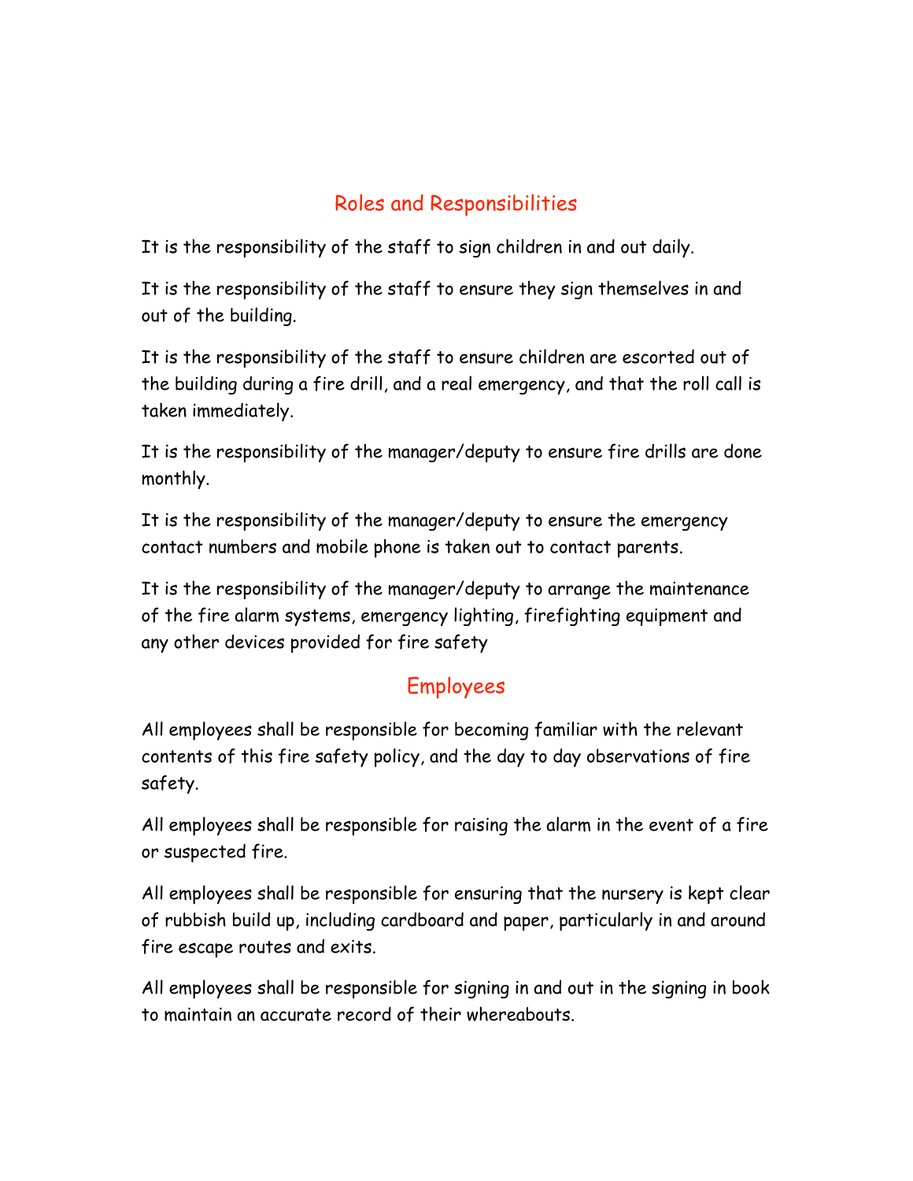## Roles and Responsibilities

It is the responsibility of the staff to sign children in and out daily.

It is the responsibility of the staff to ensure they sign themselves in and out of the building.

It is the responsibility of the staff to ensure children are escorted out of the building during a fire drill, and a real emergency, and that the roll call is taken immediately.

It is the responsibility of the manager/deputy to ensure fire drills are done monthly.

It is the responsibility of the manager/deputy to ensure the emergency contact numbers and mobile phone is taken out to contact parents.

It is the responsibility of the manager/deputy to arrange the maintenance of the fire alarm systems, emergency lighting, firefighting equipment and any other devices provided for fire safety

## Employees

All employees shall be responsible for becoming familiar with the relevant contents of this fire safety policy, and the day to day observations of fire safety.

All employees shall be responsible for raising the alarm in the event of a fire or suspected fire.

All employees shall be responsible for ensuring that the nursery is kept clear of rubbish build up, including cardboard and paper, particularly in and around fire escape routes and exits.

All employees shall be responsible for signing in and out in the signing in book to maintain an accurate record of their whereabouts.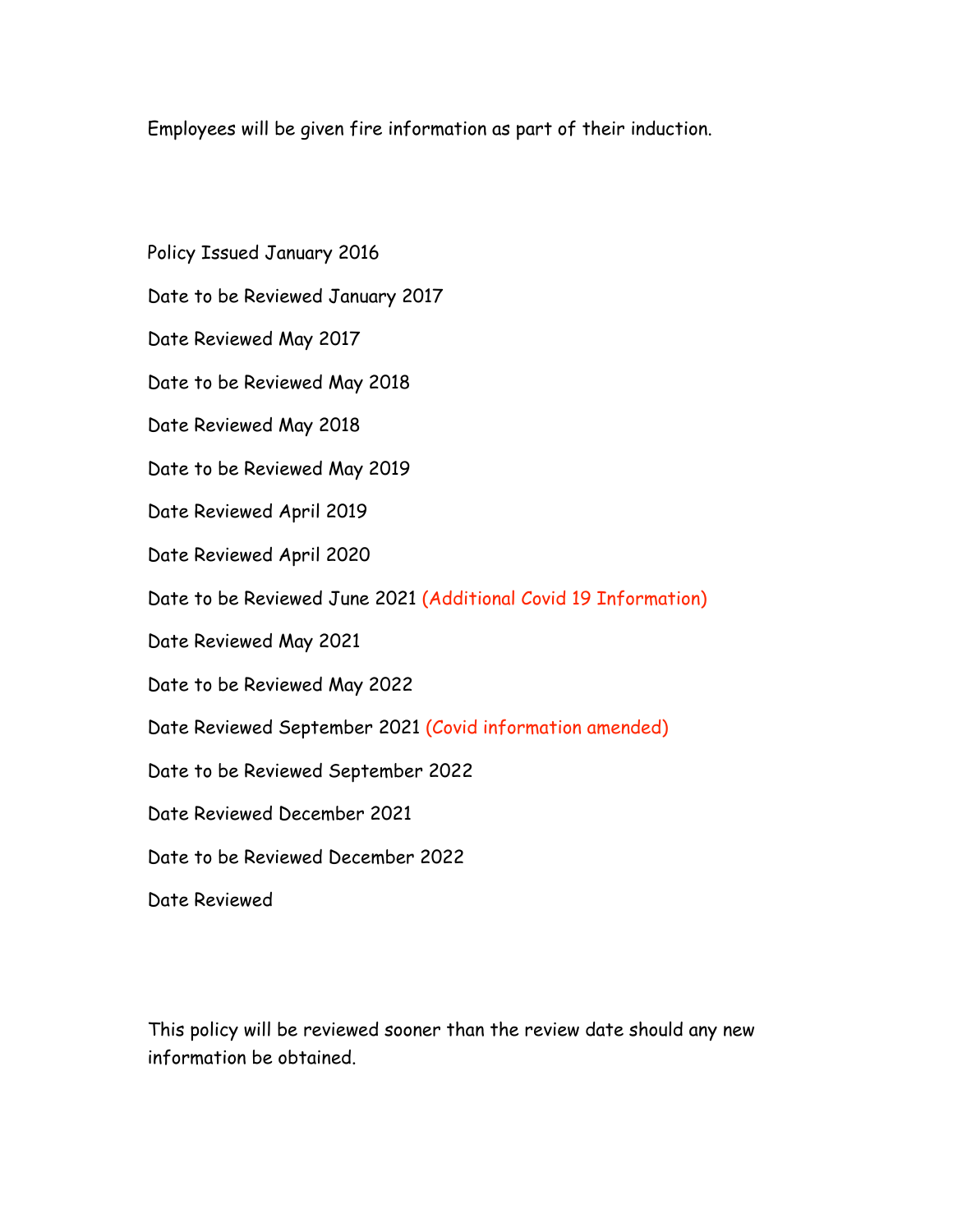Employees will be given fire information as part of their induction.

Policy Issued January 2016

Date to be Reviewed January 2017

Date Reviewed May 2017

Date to be Reviewed May 2018

Date Reviewed May 2018

Date to be Reviewed May 2019

Date Reviewed April 2019

Date Reviewed April 2020

Date to be Reviewed June 2021 (Additional Covid 19 Information)

Date Reviewed May 2021

Date to be Reviewed May 2022

Date Reviewed September 2021 (Covid information amended)

Date to be Reviewed September 2022

Date Reviewed December 2021

Date to be Reviewed December 2022

Date Reviewed

This policy will be reviewed sooner than the review date should any new information be obtained.